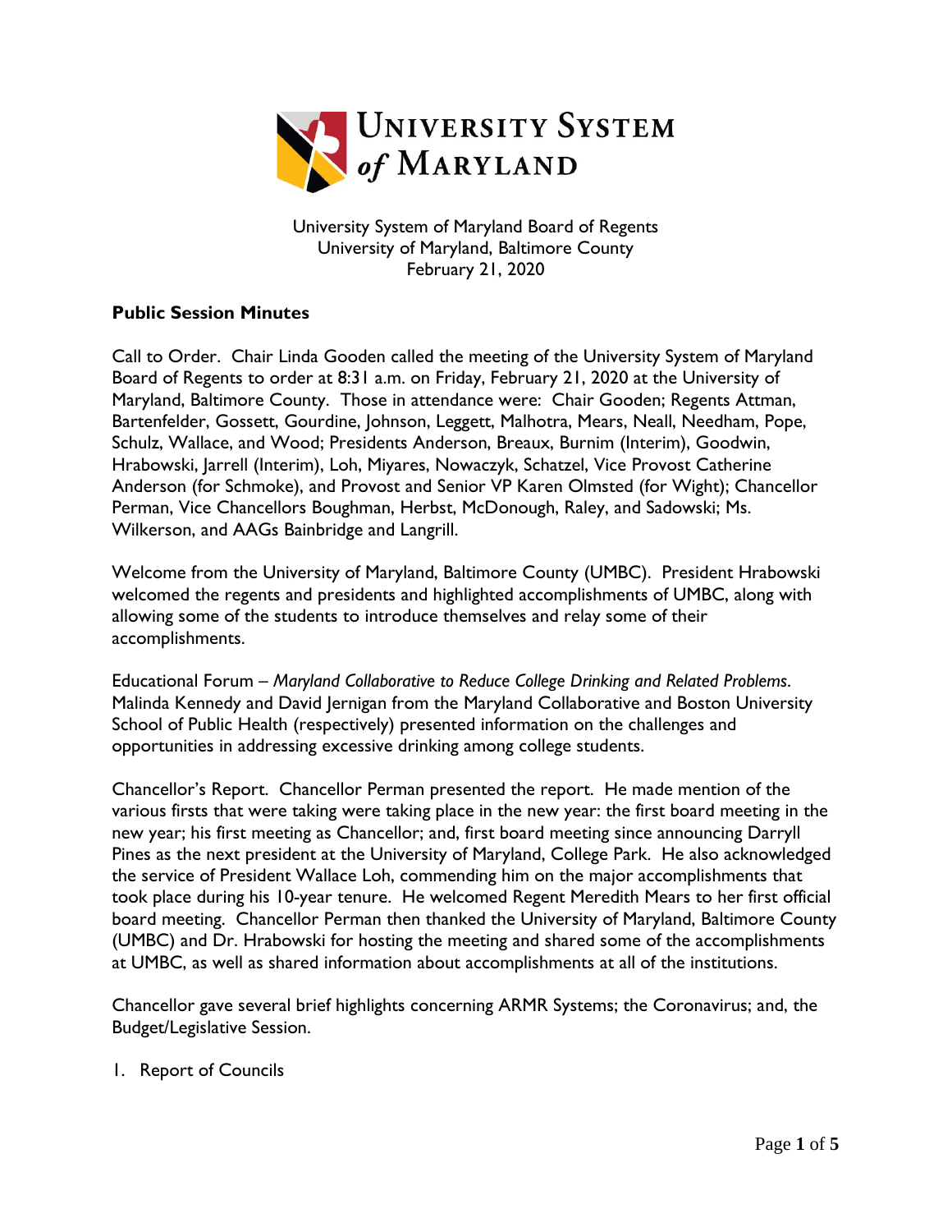University System of Maryland Board of Regents
University of Maryland, Baltimore County
February 21, 2020

**Public Session Minutes**

Call to Order. Chair Linda Gooden called the meeting of the University System of Maryland Board of Regents to order at 8:31 a.m. on Friday, February 21, 2020 at the University of Maryland, Baltimore County. Those in attendance were: Chair Gooden; Regents Attman, Bartenfelder, Gossett, Gourdine, Johnson, Leggett, Malhotra, Mears, Neall, Needham, Pope, Schulz, Wallace, and Wood; Presidents Anderson, Breaux, Burnim (Interim), Goodwin, Hrabowski, Jarrell (Interim), Loh, Miyares, Nowaczyk, Schatzel, Vice Provost Catherine Anderson (for Schmoke), and Provost and Senior VP Karen Olmsted (for Wight); Chancellor Perman, Vice Chancellors Boughman, Herbst, McDonough, Raley, and Sadowski; Ms. Wilkerson, and AAGs Bainbridge and Langrill.

Welcome from the University of Maryland, Baltimore County (UMBC). President Hrabowski welcomed the regents and presidents and highlighted accomplishments of UMBC, along with allowing some of the students to introduce themselves and relay some of their accomplishments.

Educational Forum – *Maryland Collaborative to Reduce College Drinking and Related Problems*. Malinda Kennedy and David Jernigan from the Maryland Collaborative and Boston University School of Public Health (respectively) presented information on the challenges and opportunities in addressing excessive drinking among college students.

Chancellor's Report. Chancellor Perman presented the report. He made mention of the various firsts that were taking were taking place in the new year: the first board meeting in the new year; his first meeting as Chancellor; and, first board meeting since announcing Darryll Pines as the next president at the University of Maryland, College Park. He also acknowledged the service of President Wallace Loh, commending him on the major accomplishments that took place during his 10-year tenure. He welcomed Regent Meredith Mears to her first official board meeting. Chancellor Perman then thanked the University of Maryland, Baltimore County (UMBC) and Dr. Hrabowski for hosting the meeting and shared some of the accomplishments at UMBC, as well as shared information about accomplishments at all of the institutions.

Chancellor gave several brief highlights concerning ARMR Systems; the Coronavirus; and, the Budget/Legislative Session.

1. Report of Councils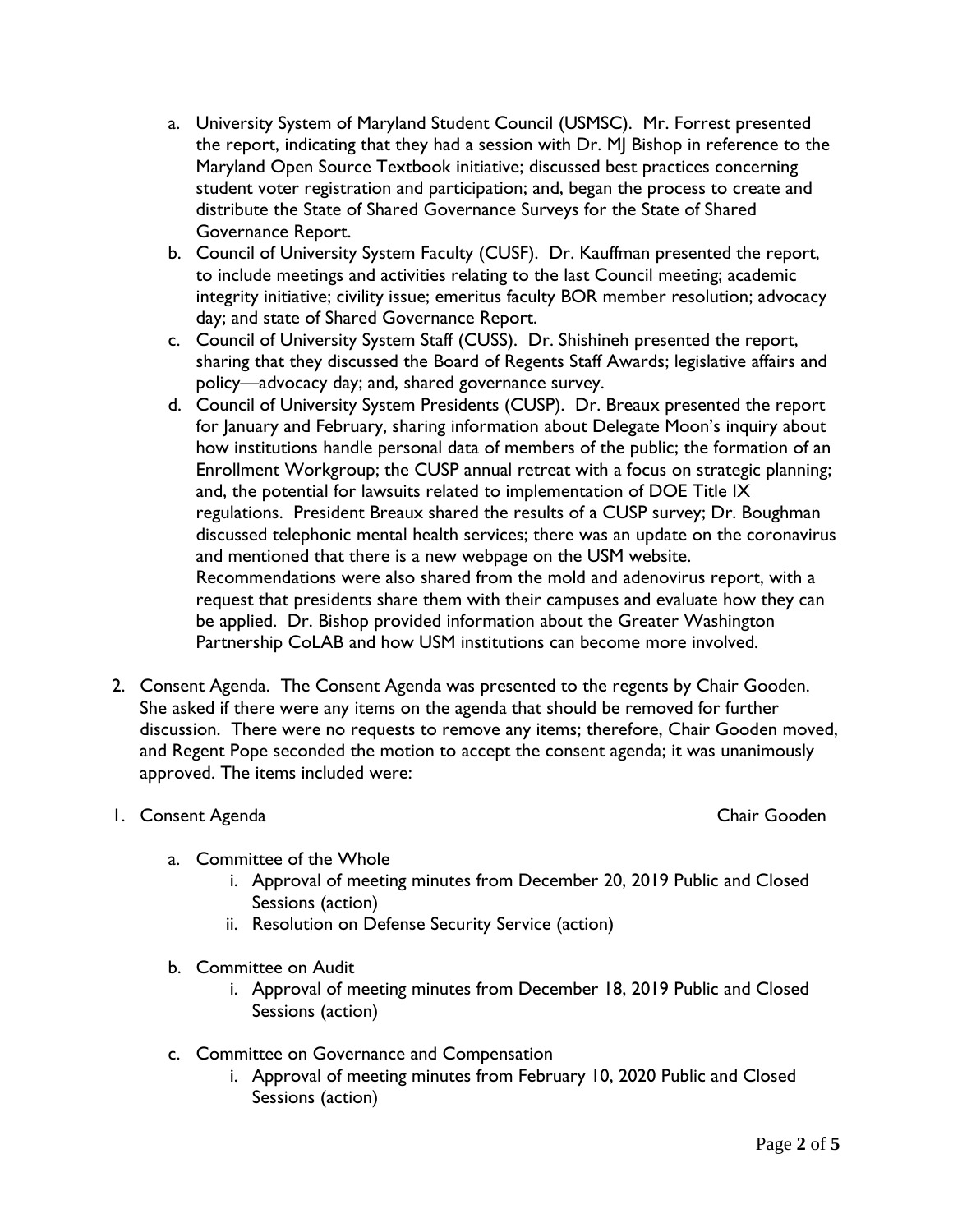a. University System of Maryland Student Council (USMSC). Mr. Forrest presented the report, indicating that they had a session with Dr. MJ Bishop in reference to the Maryland Open Source Textbook initiative; discussed best practices concerning student voter registration and participation; and, began the process to create and distribute the State of Shared Governance Surveys for the State of Shared Governance Report.
b. Council of University System Faculty (CUSF). Dr. Kauffman presented the report, to include meetings and activities relating to the last Council meeting; academic integrity initiative; civility issue; emeritus faculty BOR member resolution; advocacy day; and state of Shared Governance Report.
c. Council of University System Staff (CUSS). Dr. Shishineh presented the report, sharing that they discussed the Board of Regents Staff Awards; legislative affairs and policy—advocacy day; and, shared governance survey.
d. Council of University System Presidents (CUSP). Dr. Breaux presented the report for January and February, sharing information about Delegate Moon's inquiry about how institutions handle personal data of members of the public; the formation of an Enrollment Workgroup; the CUSP annual retreat with a focus on strategic planning; and, the potential for lawsuits related to implementation of DOE Title IX regulations. President Breaux shared the results of a CUSP survey; Dr. Boughman discussed telephonic mental health services; there was an update on the coronavirus and mentioned that there is a new webpage on the USM website. Recommendations were also shared from the mold and adenovirus report, with a request that presidents share them with their campuses and evaluate how they can be applied. Dr. Bishop provided information about the Greater Washington Partnership CoLAB and how USM institutions can become more involved.

2. Consent Agenda. The Consent Agenda was presented to the regents by Chair Gooden. She asked if there were any items on the agenda that should be removed for further discussion. There were no requests to remove any items; therefore, Chair Gooden moved, and Regent Pope seconded the motion to accept the consent agenda; it was unanimously approved. The items included were:

1. Consent Agenda Chair Gooden

   a. Committee of the Whole
      i. Approval of meeting minutes from December 20, 2019 Public and Closed Sessions (action)
      ii. Resolution on Defense Security Service (action)

   b. Committee on Audit
      i. Approval of meeting minutes from December 18, 2019 Public and Closed Sessions (action)

   c. Committee on Governance and Compensation
      i. Approval of meeting minutes from February 10, 2020 Public and Closed Sessions (action)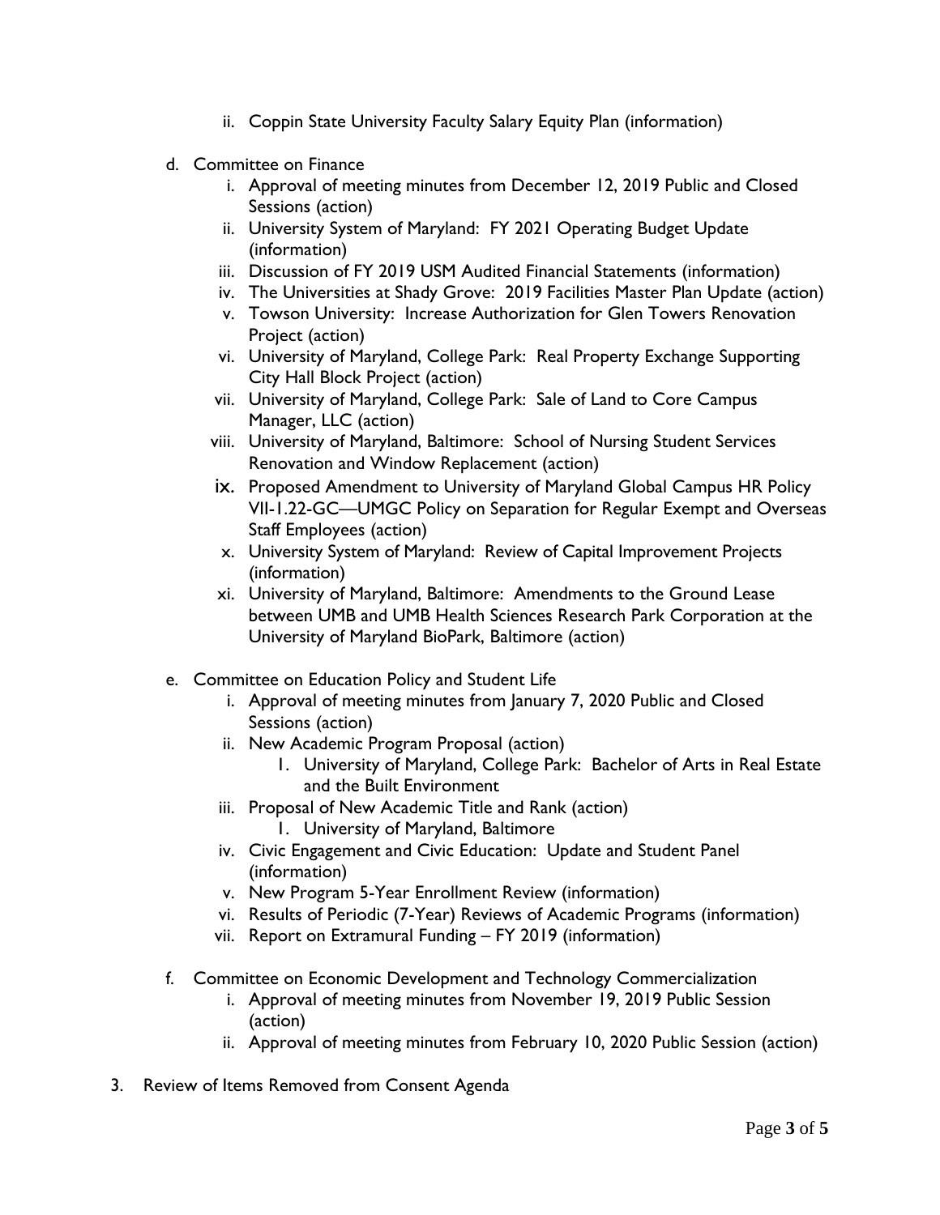- ii. Coppin State University Faculty Salary Equity Plan (information)

- d. Committee on Finance
   - i. Approval of meeting minutes from December 12, 2019 Public and Closed Sessions (action)
   - ii. University System of Maryland: FY 2021 Operating Budget Update (information)
   - iii. Discussion of FY 2019 USM Audited Financial Statements (information)
   - iv. The Universities at Shady Grove: 2019 Facilities Master Plan Update (action)
   - v. Towson University: Increase Authorization for Glen Towers Renovation Project (action)
   - vi. University of Maryland, College Park: Real Property Exchange Supporting City Hall Block Project (action)
   - vii. University of Maryland, College Park: Sale of Land to Core Campus Manager, LLC (action)
   - viii. University of Maryland, Baltimore: School of Nursing Student Services Renovation and Window Replacement (action)
   - ix. Proposed Amendment to University of Maryland Global Campus HR Policy VII-1.22-GC—UMGC Policy on Separation for Regular Exempt and Overseas Staff Employees (action)
   - x. University System of Maryland: Review of Capital Improvement Projects (information)
   - xi. University of Maryland, Baltimore: Amendments to the Ground Lease between UMB and UMB Health Sciences Research Park Corporation at the University of Maryland BioPark, Baltimore (action)

- e. Committee on Education Policy and Student Life
   - i. Approval of meeting minutes from January 7, 2020 Public and Closed Sessions (action)
   - ii. New Academic Program Proposal (action)
      1. University of Maryland, College Park: Bachelor of Arts in Real Estate and the Built Environment
   - iii. Proposal of New Academic Title and Rank (action)
      1. University of Maryland, Baltimore
   - iv. Civic Engagement and Civic Education: Update and Student Panel (information)
   - v. New Program 5-Year Enrollment Review (information)
   - vi. Results of Periodic (7-Year) Reviews of Academic Programs (information)
   - vii. Report on Extramural Funding – FY 2019 (information)

- f. Committee on Economic Development and Technology Commercialization
   - i. Approval of meeting minutes from November 19, 2019 Public Session (action)
   - ii. Approval of meeting minutes from February 10, 2020 Public Session (action)

3. Review of Items Removed from Consent Agenda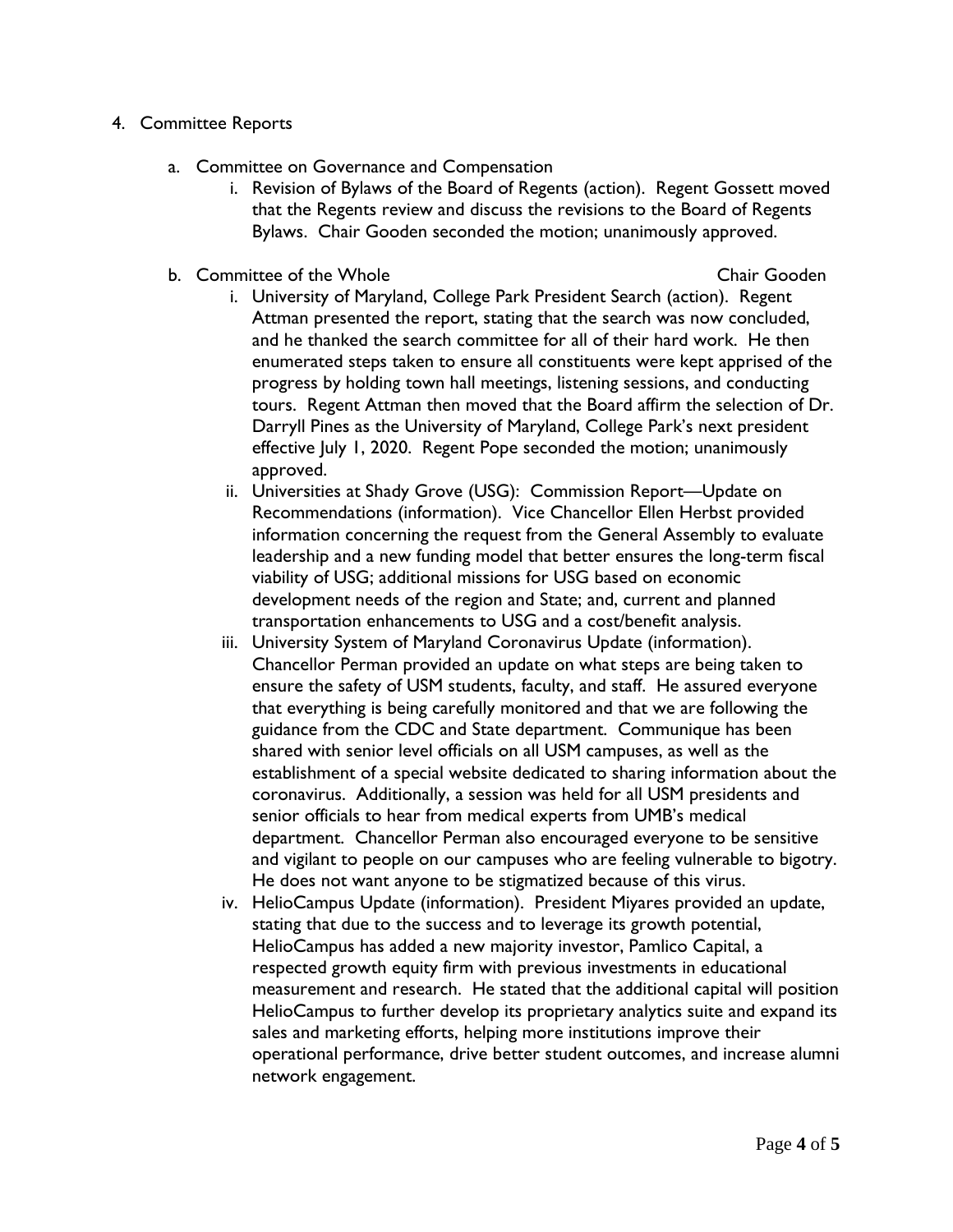4. Committee Reports

   a. Committee on Governance and Compensation

      i. Revision of Bylaws of the Board of Regents (action). Regent Gossett moved that the Regents review and discuss the revisions to the Board of Regents Bylaws. Chair Gooden seconded the motion; unanimously approved.

   b. Committee of the Whole — Chair Gooden

      i. University of Maryland, College Park President Search (action). Regent Attman presented the report, stating that the search was now concluded, and he thanked the search committee for all of their hard work. He then enumerated steps taken to ensure all constituents were kept apprised of the progress by holding town hall meetings, listening sessions, and conducting tours. Regent Attman then moved that the Board affirm the selection of Dr. Darryll Pines as the University of Maryland, College Park's next president effective July 1, 2020. Regent Pope seconded the motion; unanimously approved.

      ii. Universities at Shady Grove (USG): Commission Report—Update on Recommendations (information). Vice Chancellor Ellen Herbst provided information concerning the request from the General Assembly to evaluate leadership and a new funding model that better ensures the long-term fiscal viability of USG; additional missions for USG based on economic development needs of the region and State; and, current and planned transportation enhancements to USG and a cost/benefit analysis.

      iii. University System of Maryland Coronavirus Update (information). Chancellor Perman provided an update on what steps are being taken to ensure the safety of USM students, faculty, and staff. He assured everyone that everything is being carefully monitored and that we are following the guidance from the CDC and State department. Communique has been shared with senior level officials on all USM campuses, as well as the establishment of a special website dedicated to sharing information about the coronavirus. Additionally, a session was held for all USM presidents and senior officials to hear from medical experts from UMB's medical department. Chancellor Perman also encouraged everyone to be sensitive and vigilant to people on our campuses who are feeling vulnerable to bigotry. He does not want anyone to be stigmatized because of this virus.

      iv. HelioCampus Update (information). President Miyares provided an update, stating that due to the success and to leverage its growth potential, HelioCampus has added a new majority investor, Pamlico Capital, a respected growth equity firm with previous investments in educational measurement and research. He stated that the additional capital will position HelioCampus to further develop its proprietary analytics suite and expand its sales and marketing efforts, helping more institutions improve their operational performance, drive better student outcomes, and increase alumni network engagement.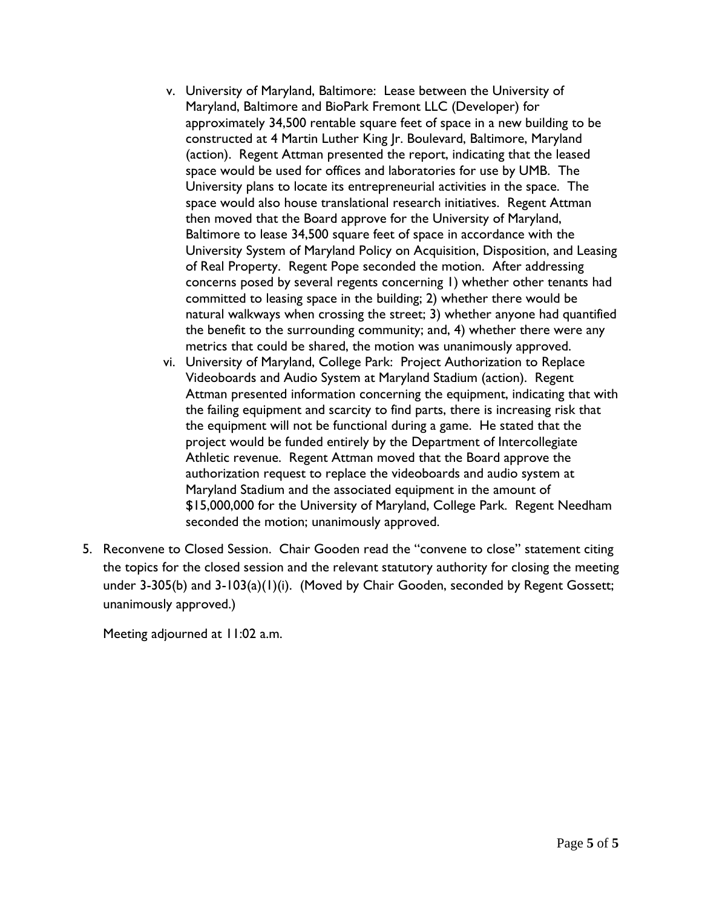v. University of Maryland, Baltimore: Lease between the University of Maryland, Baltimore and BioPark Fremont LLC (Developer) for approximately 34,500 rentable square feet of space in a new building to be constructed at 4 Martin Luther King Jr. Boulevard, Baltimore, Maryland (action). Regent Attman presented the report, indicating that the leased space would be used for offices and laboratories for use by UMB. The University plans to locate its entrepreneurial activities in the space. The space would also house translational research initiatives. Regent Attman then moved that the Board approve for the University of Maryland, Baltimore to lease 34,500 square feet of space in accordance with the University System of Maryland Policy on Acquisition, Disposition, and Leasing of Real Property. Regent Pope seconded the motion. After addressing concerns posed by several regents concerning 1) whether other tenants had committed to leasing space in the building; 2) whether there would be natural walkways when crossing the street; 3) whether anyone had quantified the benefit to the surrounding community; and, 4) whether there were any metrics that could be shared, the motion was unanimously approved.

vi. University of Maryland, College Park: Project Authorization to Replace Videoboards and Audio System at Maryland Stadium (action). Regent Attman presented information concerning the equipment, indicating that with the failing equipment and scarcity to find parts, there is increasing risk that the equipment will not be functional during a game. He stated that the project would be funded entirely by the Department of Intercollegiate Athletic revenue. Regent Attman moved that the Board approve the authorization request to replace the videoboards and audio system at Maryland Stadium and the associated equipment in the amount of $15,000,000 for the University of Maryland, College Park. Regent Needham seconded the motion; unanimously approved.

5. Reconvene to Closed Session. Chair Gooden read the "convene to close" statement citing the topics for the closed session and the relevant statutory authority for closing the meeting under 3-305(b) and 3-103(a)(1)(i). (Moved by Chair Gooden, seconded by Regent Gossett; unanimously approved.)

   Meeting adjourned at 11:02 a.m.